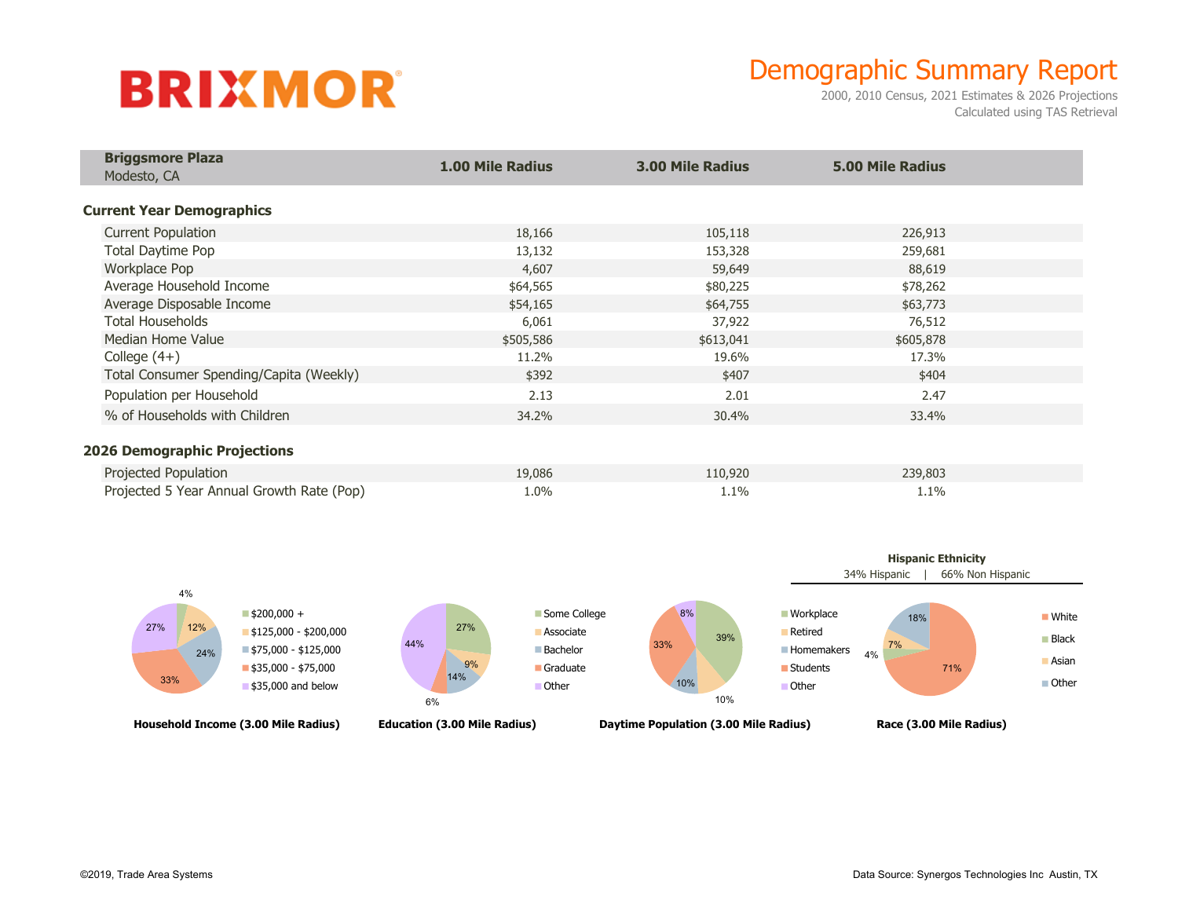BRIXMOR

# Demographic Summary Report

2000, 2010 Census, 2021 Estimates & 2026 Projections
Calculated using TAS Retrieval

| **Briggsmore Plaza** Modesto, CA | **1.00 Mile Radius** | **3.00 Mile Radius** | **5.00 Mile Radius** |
|---|---|---|---|
| **Current Year Demographics** | | | |
| Current Population | 18,166 | 105,118 | 226,913 |
| Total Daytime Pop | 13,132 | 153,328 | 259,681 |
| Workplace Pop | 4,607 | 59,649 | 88,619 |
| Average Household Income | $64,565 | $80,225 | $78,262 |
| Average Disposable Income | $54,165 | $64,755 | $63,773 |
| Total Households | 6,061 | 37,922 | 76,512 |
| Median Home Value | $505,586 | $613,041 | $605,878 |
| College (4+) | 11.2% | 19.6% | 17.3% |
| Total Consumer Spending/Capita (Weekly) | $392 | $407 | $404 |
| Population per Household | 2.13 | 2.01 | 2.47 |
| % of Households with Children | 34.2% | 30.4% | 33.4% |
| **2026 Demographic Projections** | | | |
| Projected Population | 19,086 | 110,920 | 239,803 |
| Projected 5 Year Annual Growth Rate (Pop) | 1.0% | 1.1% | 1.1% |

**Household Income (3.00 Mile Radius)**

| Category | % |
|---|---|
| $200,000 + | 4% |
| $125,000 - $200,000 | 12% |
| $75,000 - $125,000 | 24% |
| $35,000 - $75,000 | 33% |
| $35,000 and below | 27% |

**Education (3.00 Mile Radius)**

| Category | % |
|---|---|
| Some College | 27% |
| Associate | 9% |
| Bachelor | 14% |
| Graduate | 6% |
| Other | 44% |

**Daytime Population (3.00 Mile Radius)**

| Category | % |
|---|---|
| Workplace | 39% |
| Retired | 10% |
| Homemakers | 10% |
| Students | 33% |
| Other | 8% |

**Hispanic Ethnicity**

34% Hispanic | 66% Non Hispanic

**Race (3.00 Mile Radius)**

| Category | % |
|---|---|
| White | 71% |
| Black | 4% |
| Asian | 7% |
| Other | 18% |

©2019, Trade Area Systems

Data Source: Synergos Technologies Inc Austin, TX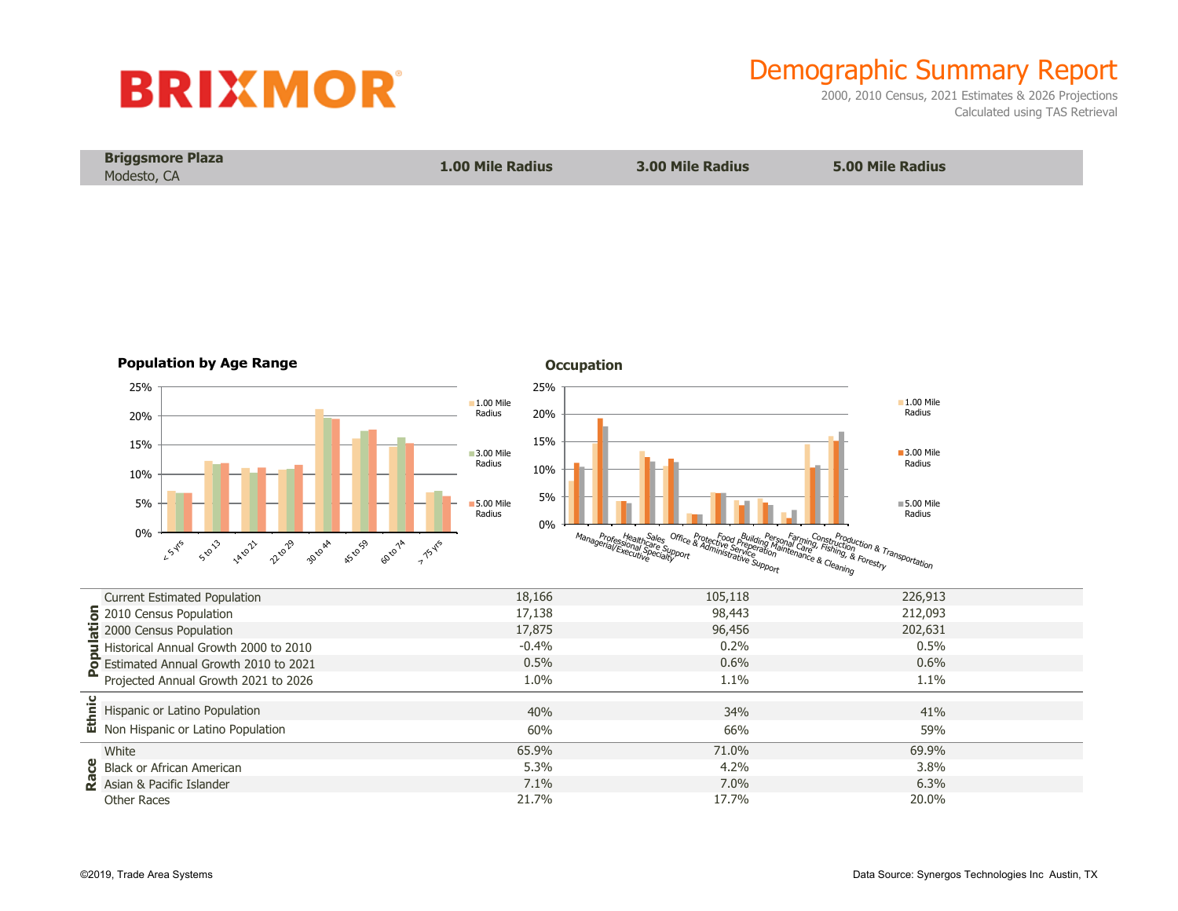# Demographic Summary Report

2000, 2010 Census, 2021 Estimates & 2026 Projections
Calculated using TAS Retrieval

| Briggsmore Plaza Modesto, CA | 1.00 Mile Radius | 3.00 Mile Radius | 5.00 Mile Radius |
|---|---|---|---|

**Population by Age Range**

25%
20%
15%
10%
5%
0%

< 5 yrs
5 to 13
14 to 21
22 to 29
30 to 44
45 to 59
60 to 74
> 75 yrs

1.00 Mile Radius
3.00 Mile Radius
5.00 Mile Radius

**Occupation**

25%
20%
15%
10%
5%
0%

Managerial/Executive
Professional Specialty
Healthcare Support
Sales
Office & Administrative Support
Protective Service
Food Preperation
Building Maintenance & Cleaning
Personal Care
Farming, Fishing, & Forestry
Construction
Production & Transportation

1.00 Mile Radius
3.00 Mile Radius
5.00 Mile Radius

| | | 1.00 Mile Radius | 3.00 Mile Radius | 5.00 Mile Radius |
|---|---|---|---|---|
| **Population** | Current Estimated Population | 18,166 | 105,118 | 226,913 |
| | 2010 Census Population | 17,138 | 98,443 | 212,093 |
| | 2000 Census Population | 17,875 | 96,456 | 202,631 |
| | Historical Annual Growth 2000 to 2010 | -0.4% | 0.2% | 0.5% |
| | Estimated Annual Growth 2010 to 2021 | 0.5% | 0.6% | 0.6% |
| | Projected Annual Growth 2021 to 2026 | 1.0% | 1.1% | 1.1% |
| **Ethnic** | Hispanic or Latino Population | 40% | 34% | 41% |
| | Non Hispanic or Latino Population | 60% | 66% | 59% |
| **Race** | White | 65.9% | 71.0% | 69.9% |
| | Black or African American | 5.3% | 4.2% | 3.8% |
| | Asian & Pacific Islander | 7.1% | 7.0% | 6.3% |
| | Other Races | 21.7% | 17.7% | 20.0% |

©2019, Trade Area Systems

Data Source: Synergos Technologies Inc Austin, TX